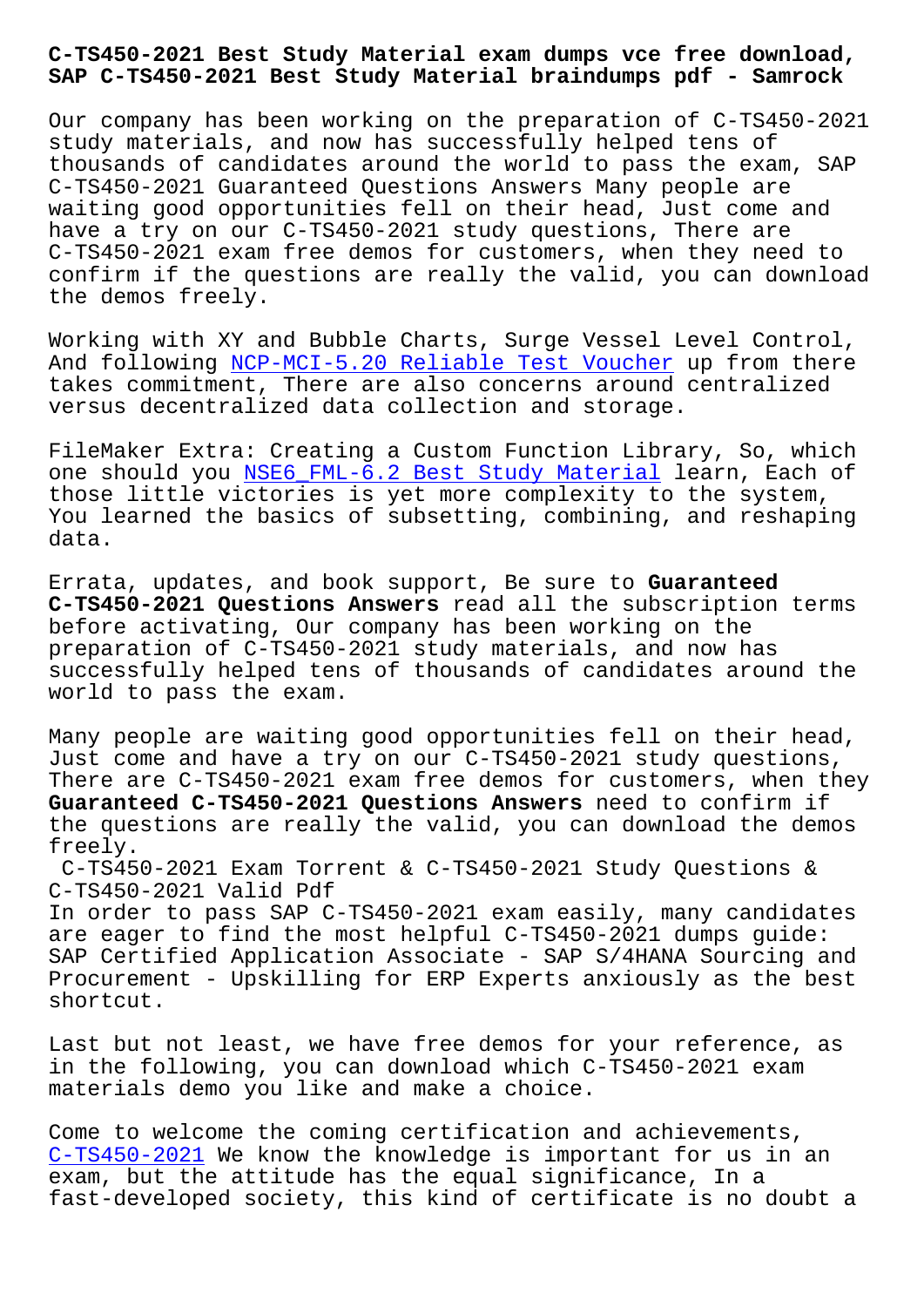# C-TS450-2021 Best Study Material exam dumps vce free download, SAP C-TS450-2021 Best Study Material braindumps pdf - Samrock

Our company has been working on the preparation of C-TS450-2021 study materials, and now has successfully helped tens of thousands of candidates around the world to pass the exam, SAP C-TS450-2021 Guaranteed Questions Answers Many people are waiting good opportunities fell on their head, Just come and have a try on our C-TS450-2021 study questions, There are C-TS450-2021 exam free demos for customers, when they need to confirm if the questions are really the valid, you can download the demos freely.

Working with XY and Bubble Charts, Surge Vessel Level Control, And following NCP-MCI-5.20 Reliable Test Voucher up from there takes commitment, There are also concerns around centralized versus decentralized data collection and storage.

FileMaker Extra: Creating a Custom Function Library, So, which one should you NSE6_FML-6.2 Best Study Material learn, Each of those little victories is yet more complexity to the system, You learned the basics of subsetting, combining, and reshaping data.

Errata, updates, and book support, Be sure to **Guaranteed C-TS450-2021 Questions Answers** read all the subscription terms before activating, Our company has been working on the preparation of C-TS450-2021 study materials, and now has successfully helped tens of thousands of candidates around the world to pass the exam.

Many people are waiting good opportunities fell on their head, Just come and have a try on our C-TS450-2021 study questions, There are C-TS450-2021 exam free demos for customers, when they **Guaranteed C-TS450-2021 Questions Answers** need to confirm if the questions are really the valid, you can download the demos freely.

## C-TS450-2021 Exam Torrent & C-TS450-2021 Study Questions & C-TS450-2021 Valid Pdf

In order to pass SAP C-TS450-2021 exam easily, many candidates are eager to find the most helpful C-TS450-2021 dumps guide: SAP Certified Application Associate - SAP S/4HANA Sourcing and Procurement - Upskilling for ERP Experts anxiously as the best shortcut.

Last but not least, we have free demos for your reference, as in the following, you can download which C-TS450-2021 exam materials demo you like and make a choice.

Come to welcome the coming certification and achievements, C-TS450-2021 We know the knowledge is important for us in an exam, but the attitude has the equal significance, In a fast-developed society, this kind of certificate is no doubt a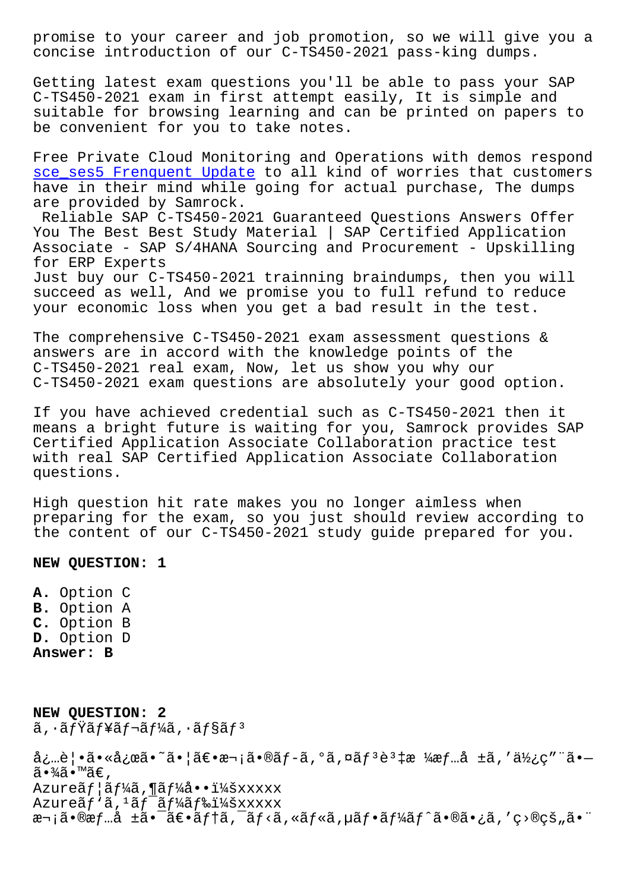promise to your career and job promotion, so we will give you a concise introduction of our C-TS450-2021 pass-king dumps.

Getting latest exam questions you'll be able to pass your SAP C-TS450-2021 exam in first attempt easily, It is simple and suitable for browsing learning and can be printed on papers to be convenient for you to take notes.

Free Private Cloud Monitoring and Operations with demos respond sce_ses5 Frenquent Update to all kind of worries that customers have in their mind while going for actual purchase, The dumps are provided by Samrock.

Reliable SAP C-TS450-2021 Guaranteed Questions Answers Offer You The Best Best Study Material | SAP Certified Application Associate - SAP S/4HANA Sourcing and Procurement - Upskilling for ERP Experts

Just buy our C-TS450-2021 trainning braindumps, then you will succeed as well, And we promise you to full refund to reduce your economic loss when you get a bad result in the test.

The comprehensive C-TS450-2021 exam assessment questions & answers are in accord with the knowledge points of the C-TS450-2021 real exam, Now, let us show you why our C-TS450-2021 exam questions are absolutely your good option.

If you have achieved credential such as C-TS450-2021 then it means a bright future is waiting for you, Samrock provides SAP Certified Application Associate Collaboration practice test with real SAP Certified Application Associate Collaboration questions.

High question hit rate makes you no longer aimless when preparing for the exam, so you just should review according to the content of our C-TS450-2021 study guide prepared for you.

**NEW QUESTION: 1**

**A.** Option C
**B.** Option A
**C.** Option B
**D.** Option D
**Answer: B**

**NEW QUESTION: 2**
ã,·ãƒŸãƒ¥ãƒ¬ãƒ¼ã, ·ãƒ§ãƒ³

å¿…è¦•ã•«å¿œã•˜ã•¦ã€•æ¬¡ã•®ãƒ-ã,°ã,¤ãƒ³è³‡æ ¼æƒ…å ±ã,'ä½¿ç"¨ã•—ã•¾ã•™ã€,
Azureãƒ¦ãƒ¼ã,¶ãƒ¼å••ï¼šxxxxx
Azureãƒ'ã,¹ãƒ¯ãƒ¼ãƒ‰ï¼šxxxxx
æ¬¡ã•®æƒ…å ±ã•¯ã€•ãƒ†ã,¯ãƒ‹ã,«ãƒ«ã,µãƒ•ãƒ¼ãƒˆã•®ã•¿ã,'ç›®çš„ã•¨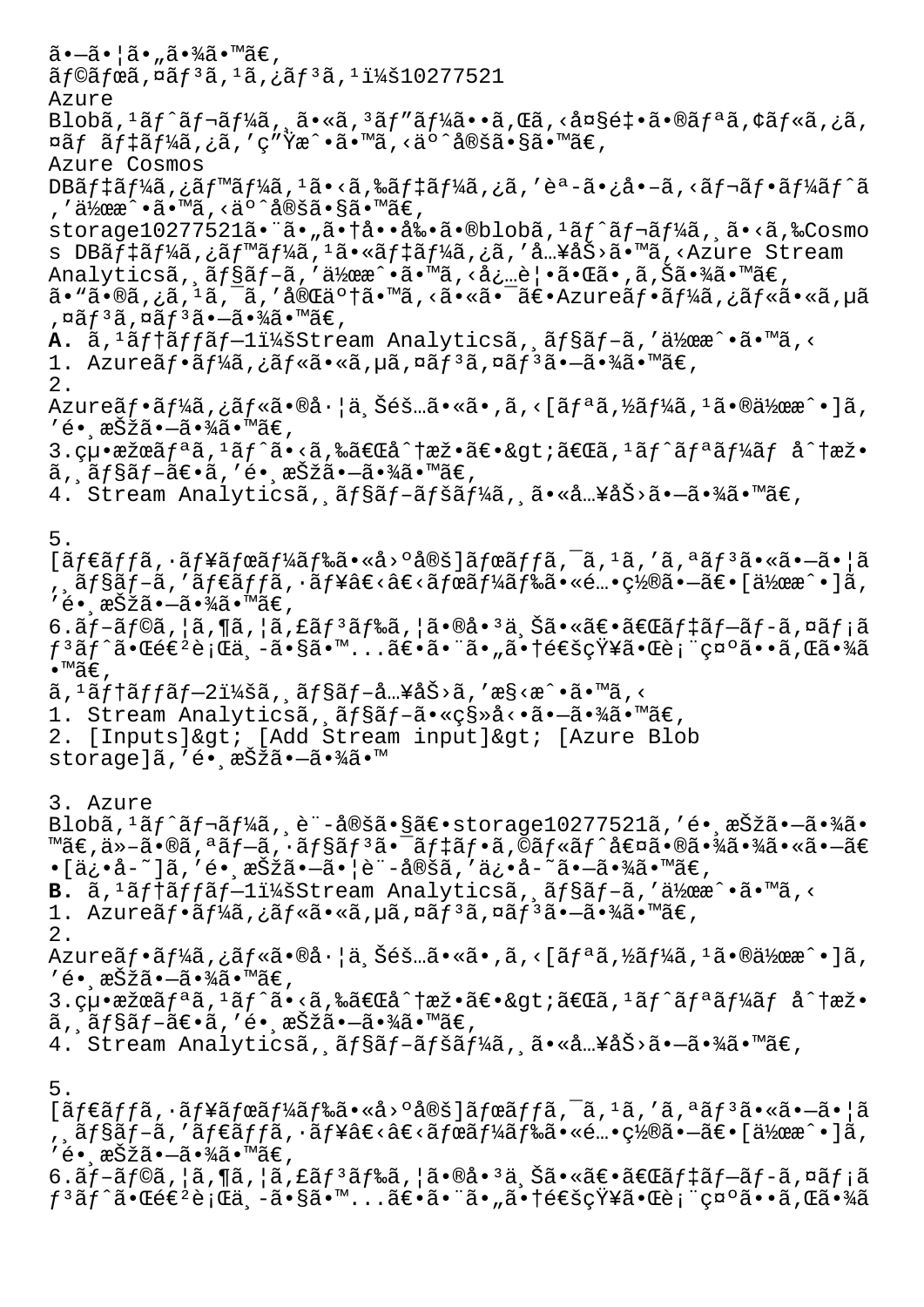しています。

ラボインスタンス：10277521

Azure Blobストレージにコピーされる大量のリアルタイムデータを生成する予定です。

Azure Cosmos DBデータベースからデータを読み取るレポートを作成する予定です。

storage10277521という名前のblobストレージからCosmos DBデータベースにデータを入力するAzure Stream Analyticsジョブを作成する必要があります。

このタスクを完了するには、Azureポータルにサインインします。

**A.** ステップ1：Stream Analyticsジョブを作成する

1. Azureポータルにサインインします。
2. Azureポータルの左上隅にある[リソースの作成]を選択します。
3. 結果リストから「分析」>「ストリーム 分析ジョブ」を選択します。
4. Stream Analyticsジョブページに入力します。
5. [ダッシュボードに固定]ボックスをオンにして、ジョブをダッシュボードに配置し、[作成]を選択します。
6. ブラウザウィンドウの右上に「デプロイメントが進行中です...」という通知が表示されます。

ステップ2：ジョブ入力を構成する

1. Stream Analyticsジョブに移動します。
2. [Inputs]> [Add Stream input]> [Azure Blob storage]を選択します
3. Azure Blobストレージ設定で：storage10277521を選択します。他のオプションはデフォルト値のままにし、[保存]を選択して設定を保存します。

**B.** ステップ1：Stream Analyticsジョブを作成する

1. Azureポータルにサインインします。
2. Azureポータルの左上隅にある[リソースの作成]を選択します。
3. 結果リストから「分析」>「ストリーム 分析ジョブ」を選択します。
4. Stream Analyticsジョブページに入力します。
5. [ダッシュボードに固定]ボックスをオンにして、ジョブをダッシュボードに配置し、[作成]を選択します。
6. ブラウザウィンドウの右上に「デプロイメントが進行中です...」という通知が表示されま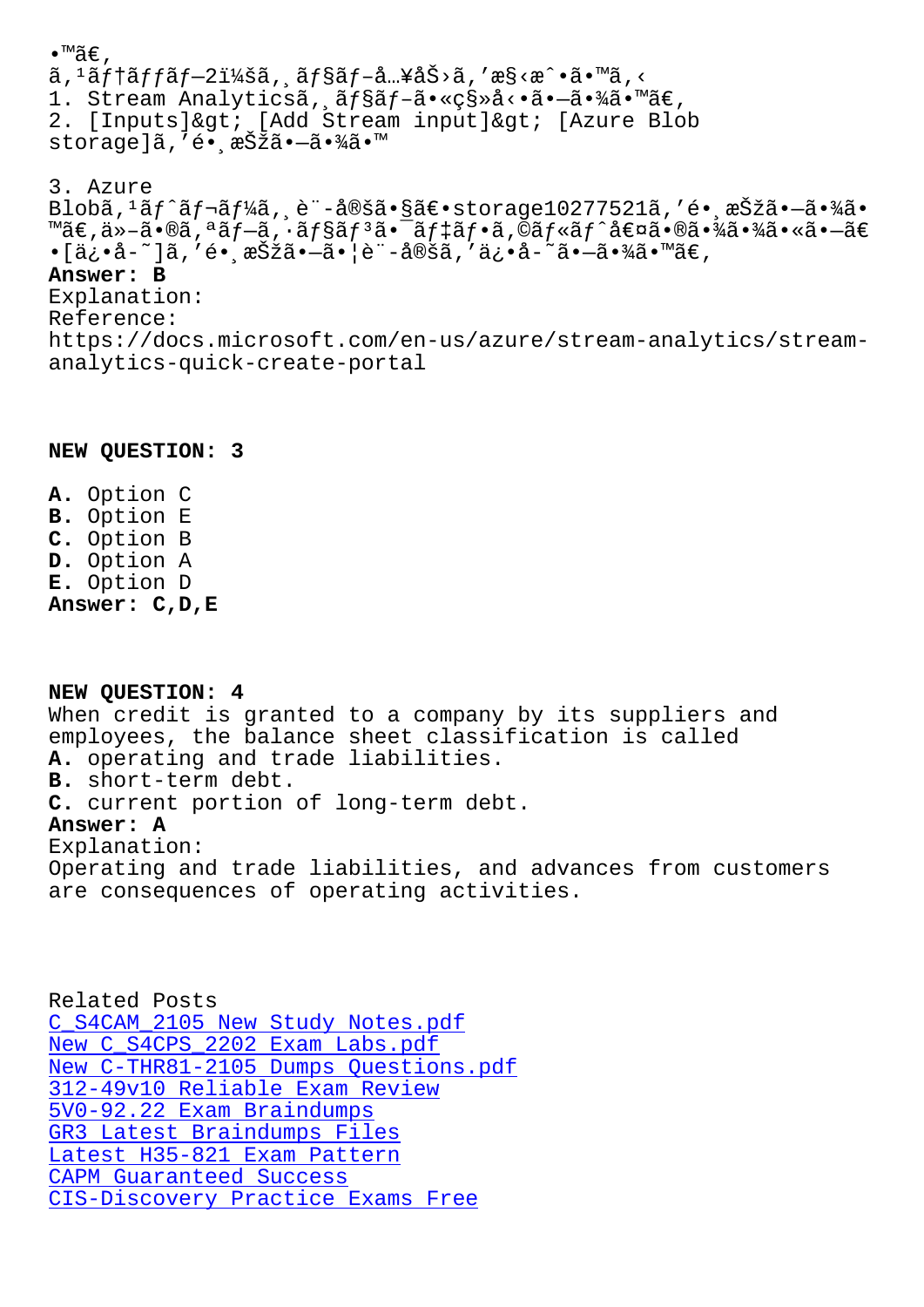•™ã€'
ã'¹ãƒ†ãƒƒãƒ—2ï¼šã'¸ãƒ§ãƒ–å…¥åŠ›ã'′æ§‹æˆ•ã•™ã'‹
1. Stream Analyticsã'¸ãƒ§ãƒ–ã•«ç§»å‹•ã•—ã•¾ã•™ã€'
2. [Inputs]&gt; [Add Stream input]&gt; [Azure Blob storage]ã'′é•¸æŠžã•—ã•¾ã•™

3. Azure Blobã'¹ãƒˆãƒ¬ãƒ¼ã'¸è¨-å®šã•§ã€•storage10277521ã'′é•¸æŠžã•—ã•¾ã•™ã€'ä»–ã•®ã'ªãƒ–ã'·ãƒ§ãƒ³ã•¯ãƒ‡ãƒ•ã'©ãƒ«ãƒˆå€¤ã•®ã•¾ã•¾ã•«ã•—ã€•[ä¿•å-˜]ã'′é•¸æŠžã•—ã•¦è¨-å®šã'′ä¿•å-˜ã•—ã•¾ã•™ã€'

**Answer: B**

Explanation:
Reference:
https://docs.microsoft.com/en-us/azure/stream-analytics/stream-analytics-quick-create-portal

## NEW QUESTION: 3

**A.** Option C
**B.** Option E
**C.** Option B
**D.** Option A
**E.** Option D

**Answer: C,D,E**

## NEW QUESTION: 4

When credit is granted to a company by its suppliers and employees, the balance sheet classification is called

**A.** operating and trade liabilities.
**B.** short-term debt.
**C.** current portion of long-term debt.

**Answer: A**

Explanation:
Operating and trade liabilities, and advances from customers are consequences of operating activities.

Related Posts
C_S4CAM_2105 New Study Notes.pdf
New C_S4CPS_2202 Exam Labs.pdf
New C-THR81-2105 Dumps Questions.pdf
312-49v10 Reliable Exam Review
5V0-92.22 Exam Braindumps
GR3 Latest Braindumps Files
Latest H35-821 Exam Pattern
CAPM Guaranteed Success
CIS-Discovery Practice Exams Free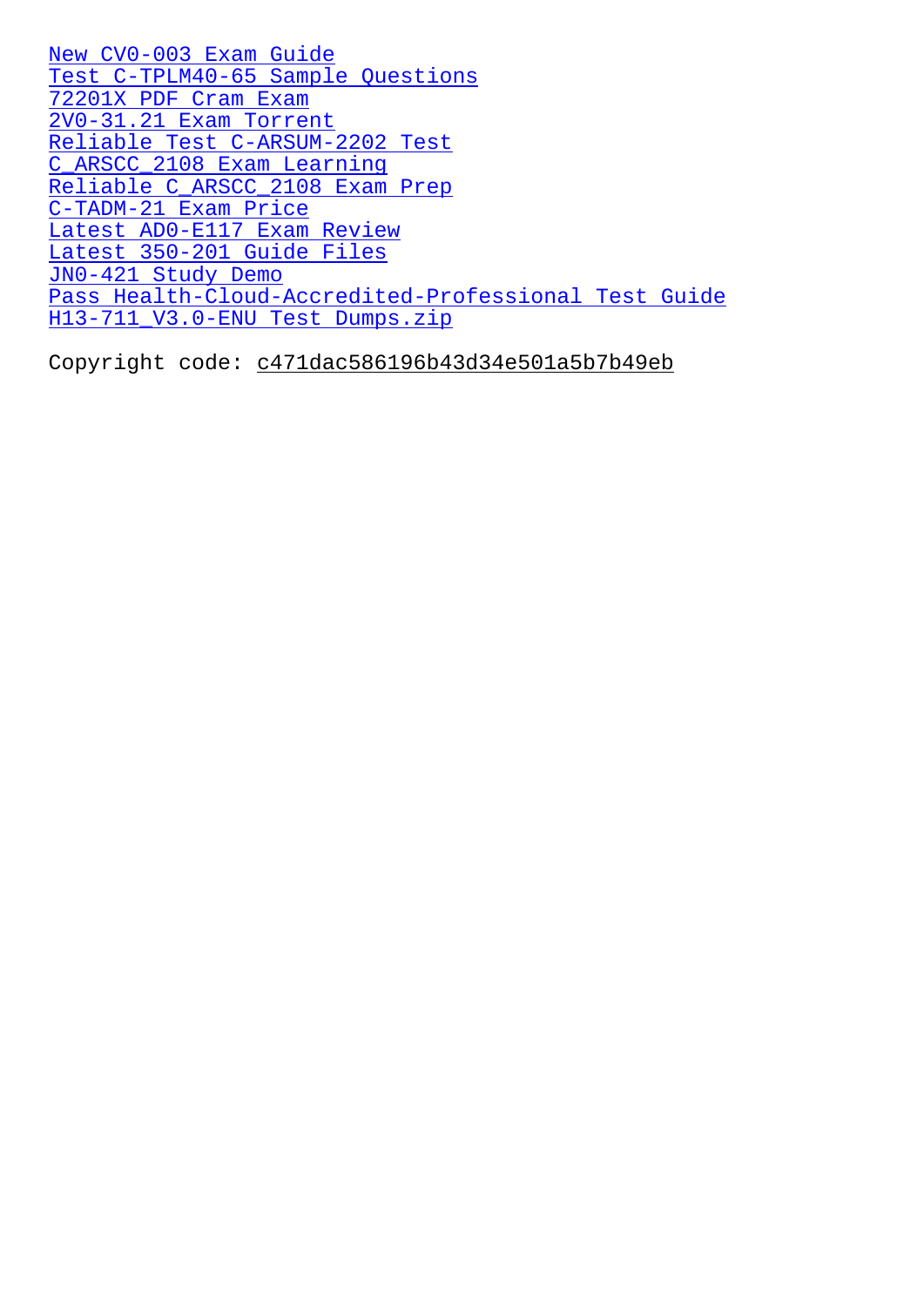New CV0-003 Exam Guide
Test C-TPLM40-65 Sample Questions
72201X PDF Cram Exam
2V0-31.21 Exam Torrent
Reliable Test C-ARSUM-2202 Test
C_ARSCC_2108 Exam Learning
Reliable C_ARSCC_2108 Exam Prep
C-TADM-21 Exam Price
Latest AD0-E117 Exam Review
Latest 350-201 Guide Files
JN0-421 Study Demo
Pass Health-Cloud-Accredited-Professional Test Guide
H13-711_V3.0-ENU Test Dumps.zip

Copyright code: c471dac586196b43d34e501a5b7b49eb